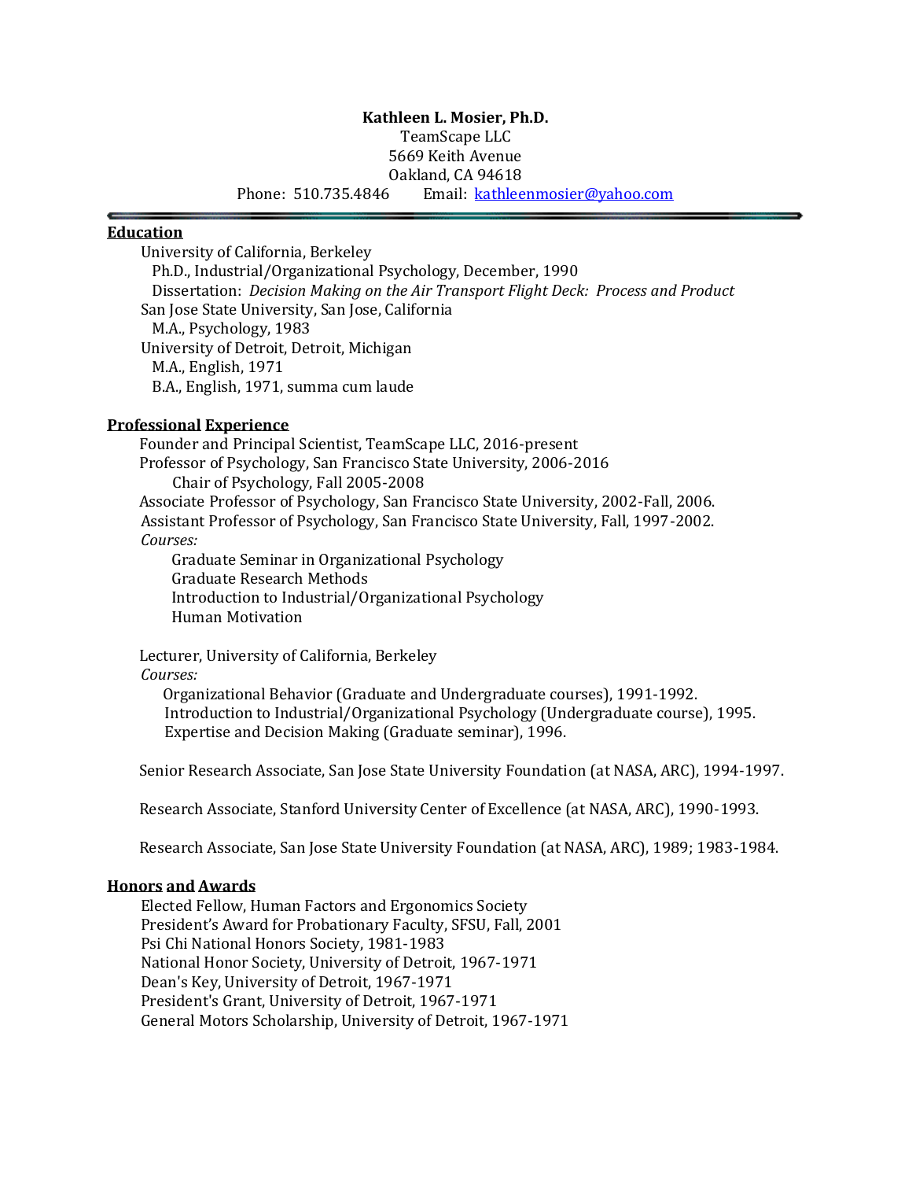**Kathleen L. Mosier, Ph.D.**
TeamScape LLC
5669 Keith Avenue
Oakland, CA 94618
Phone: 510.735.4846 Email: kathleenmosier@yahoo.com

---

## Education

University of California, Berkeley
Ph.D., Industrial/Organizational Psychology, December, 1990
Dissertation: *Decision Making on the Air Transport Flight Deck: Process and Product*

San Jose State University, San Jose, California
M.A., Psychology, 1983

University of Detroit, Detroit, Michigan
M.A., English, 1971
B.A., English, 1971, summa cum laude

## Professional Experience

Founder and Principal Scientist, TeamScape LLC, 2016-present

Professor of Psychology, San Francisco State University, 2006-2016
Chair of Psychology, Fall 2005-2008

Associate Professor of Psychology, San Francisco State University, 2002-Fall, 2006.

Assistant Professor of Psychology, San Francisco State University, Fall, 1997-2002.

*Courses:*
- Graduate Seminar in Organizational Psychology
- Graduate Research Methods
- Introduction to Industrial/Organizational Psychology
- Human Motivation

Lecturer, University of California, Berkeley

*Courses:*
- Organizational Behavior (Graduate and Undergraduate courses), 1991-1992.
- Introduction to Industrial/Organizational Psychology (Undergraduate course), 1995.
- Expertise and Decision Making (Graduate seminar), 1996.

Senior Research Associate, San Jose State University Foundation (at NASA, ARC), 1994-1997.

Research Associate, Stanford University Center of Excellence (at NASA, ARC), 1990-1993.

Research Associate, San Jose State University Foundation (at NASA, ARC), 1989; 1983-1984.

## Honors and Awards

Elected Fellow, Human Factors and Ergonomics Society
President's Award for Probationary Faculty, SFSU, Fall, 2001
Psi Chi National Honors Society, 1981-1983
National Honor Society, University of Detroit, 1967-1971
Dean's Key, University of Detroit, 1967-1971
President's Grant, University of Detroit, 1967-1971
General Motors Scholarship, University of Detroit, 1967-1971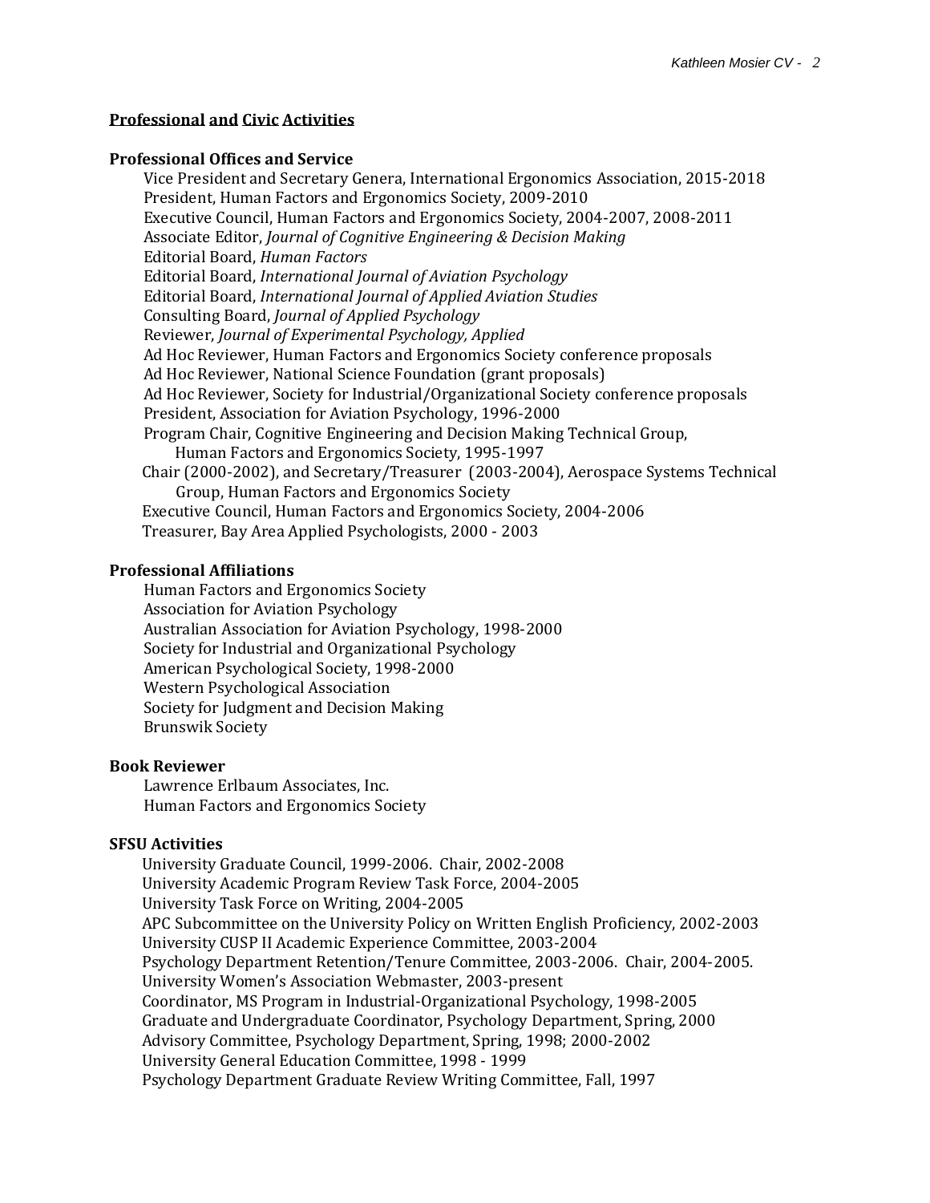## Professional and Civic Activities

### Professional Offices and Service

Vice President and Secretary Genera, International Ergonomics Association, 2015-2018
President, Human Factors and Ergonomics Society, 2009-2010
Executive Council, Human Factors and Ergonomics Society, 2004-2007, 2008-2011
Associate Editor, *Journal of Cognitive Engineering & Decision Making*
Editorial Board, *Human Factors*
Editorial Board, *International Journal of Aviation Psychology*
Editorial Board, *International Journal of Applied Aviation Studies*
Consulting Board, *Journal of Applied Psychology*
Reviewer, *Journal of Experimental Psychology, Applied*
Ad Hoc Reviewer, Human Factors and Ergonomics Society conference proposals
Ad Hoc Reviewer, National Science Foundation (grant proposals)
Ad Hoc Reviewer, Society for Industrial/Organizational Society conference proposals
President, Association for Aviation Psychology, 1996-2000
Program Chair, Cognitive Engineering and Decision Making Technical Group, Human Factors and Ergonomics Society, 1995-1997
Chair (2000-2002), and Secretary/Treasurer (2003-2004), Aerospace Systems Technical Group, Human Factors and Ergonomics Society
Executive Council, Human Factors and Ergonomics Society, 2004-2006
Treasurer, Bay Area Applied Psychologists, 2000 - 2003

### Professional Affiliations

Human Factors and Ergonomics Society
Association for Aviation Psychology
Australian Association for Aviation Psychology, 1998-2000
Society for Industrial and Organizational Psychology
American Psychological Society, 1998-2000
Western Psychological Association
Society for Judgment and Decision Making
Brunswik Society

### Book Reviewer

Lawrence Erlbaum Associates, Inc.
Human Factors and Ergonomics Society

### SFSU Activities

University Graduate Council, 1999-2006. Chair, 2002-2008
University Academic Program Review Task Force, 2004-2005
University Task Force on Writing, 2004-2005
APC Subcommittee on the University Policy on Written English Proficiency, 2002-2003
University CUSP II Academic Experience Committee, 2003-2004
Psychology Department Retention/Tenure Committee, 2003-2006. Chair, 2004-2005.
University Women's Association Webmaster, 2003-present
Coordinator, MS Program in Industrial-Organizational Psychology, 1998-2005
Graduate and Undergraduate Coordinator, Psychology Department, Spring, 2000
Advisory Committee, Psychology Department, Spring, 1998; 2000-2002
University General Education Committee, 1998 - 1999
Psychology Department Graduate Review Writing Committee, Fall, 1997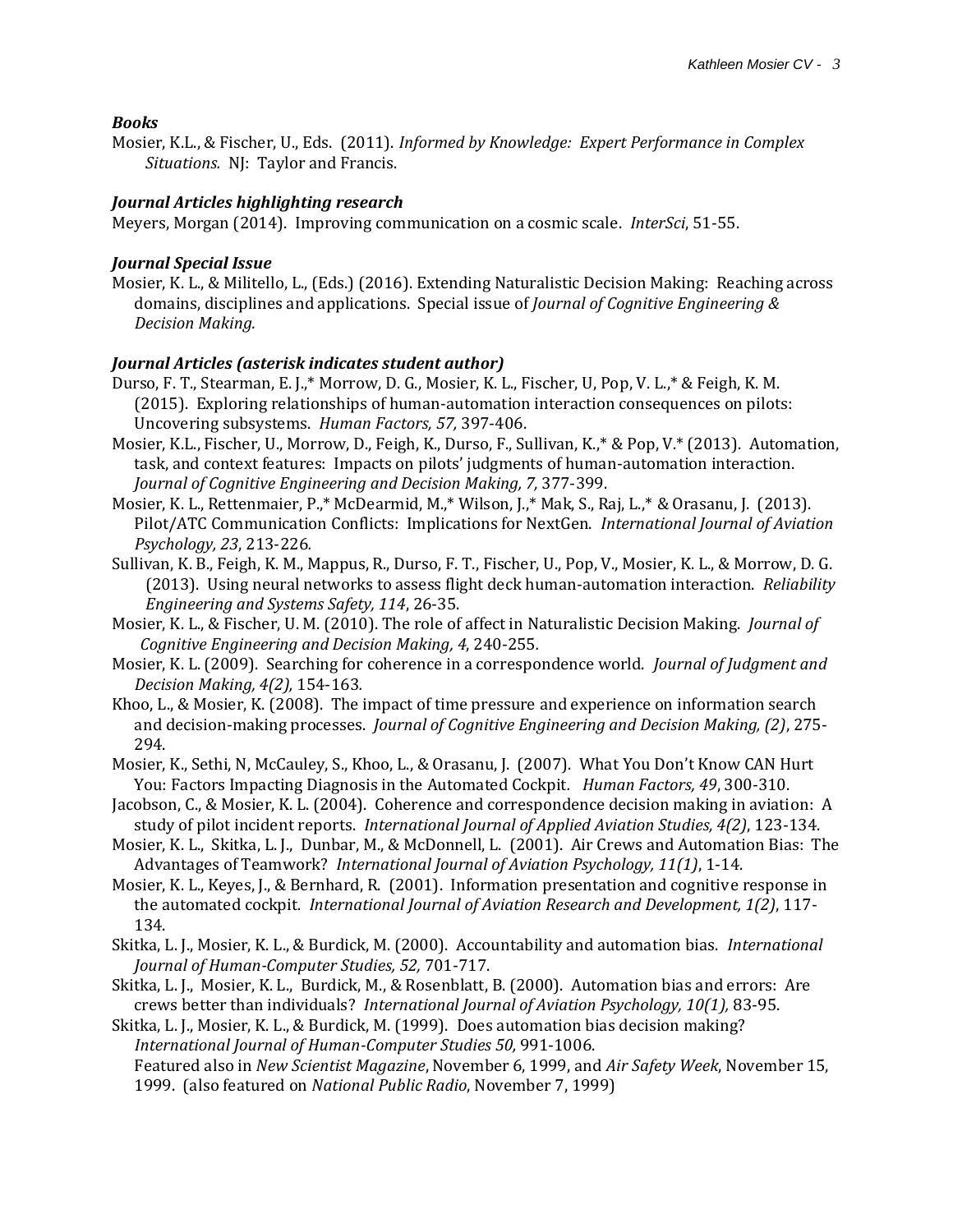***Books***

Mosier, K.L., & Fischer, U., Eds. (2011). *Informed by Knowledge: Expert Performance in Complex Situations.* NJ: Taylor and Francis.

***Journal Articles highlighting research***

Meyers, Morgan (2014). Improving communication on a cosmic scale. *InterSci*, 51-55.

***Journal Special Issue***

Mosier, K. L., & Militello, L., (Eds.) (2016). Extending Naturalistic Decision Making: Reaching across domains, disciplines and applications. Special issue of *Journal of Cognitive Engineering & Decision Making.*

***Journal Articles (asterisk indicates student author)***

Durso, F. T., Stearman, E. J.,* Morrow, D. G., Mosier, K. L., Fischer, U, Pop, V. L.,* & Feigh, K. M. (2015). Exploring relationships of human-automation interaction consequences on pilots: Uncovering subsystems. *Human Factors, 57,* 397-406.

Mosier, K.L., Fischer, U., Morrow, D., Feigh, K., Durso, F., Sullivan, K.,* & Pop, V.* (2013). Automation, task, and context features: Impacts on pilots' judgments of human-automation interaction. *Journal of Cognitive Engineering and Decision Making, 7,* 377-399.

Mosier, K. L., Rettenmaier, P.,* McDearmid, M.,* Wilson, J.,* Mak, S., Raj, L.,* & Orasanu, J. (2013). Pilot/ATC Communication Conflicts: Implications for NextGen. *International Journal of Aviation Psychology, 23*, 213-226.

Sullivan, K. B., Feigh, K. M., Mappus, R., Durso, F. T., Fischer, U., Pop, V., Mosier, K. L., & Morrow, D. G. (2013). Using neural networks to assess flight deck human-automation interaction. *Reliability Engineering and Systems Safety, 114*, 26-35.

Mosier, K. L., & Fischer, U. M. (2010). The role of affect in Naturalistic Decision Making. *Journal of Cognitive Engineering and Decision Making, 4*, 240-255.

Mosier, K. L. (2009). Searching for coherence in a correspondence world. *Journal of Judgment and Decision Making, 4(2),* 154-163.

Khoo, L., & Mosier, K. (2008). The impact of time pressure and experience on information search and decision-making processes. *Journal of Cognitive Engineering and Decision Making, (2)*, 275-294.

Mosier, K., Sethi, N, McCauley, S., Khoo, L., & Orasanu, J. (2007). What You Don't Know CAN Hurt You: Factors Impacting Diagnosis in the Automated Cockpit. *Human Factors, 49*, 300-310.

Jacobson, C., & Mosier, K. L. (2004). Coherence and correspondence decision making in aviation: A study of pilot incident reports. *International Journal of Applied Aviation Studies, 4(2)*, 123-134.

Mosier, K. L., Skitka, L. J., Dunbar, M., & McDonnell, L. (2001). Air Crews and Automation Bias: The Advantages of Teamwork? *International Journal of Aviation Psychology, 11(1)*, 1-14.

Mosier, K. L., Keyes, J., & Bernhard, R. (2001). Information presentation and cognitive response in the automated cockpit. *International Journal of Aviation Research and Development, 1(2)*, 117-134.

Skitka, L. J., Mosier, K. L., & Burdick, M. (2000). Accountability and automation bias. *International Journal of Human-Computer Studies, 52,* 701-717.

Skitka, L. J., Mosier, K. L., Burdick, M., & Rosenblatt, B. (2000). Automation bias and errors: Are crews better than individuals? *International Journal of Aviation Psychology, 10(1),* 83-95.

Skitka, L. J., Mosier, K. L., & Burdick, M. (1999). Does automation bias decision making? *International Journal of Human-Computer Studies 50,* 991-1006.
Featured also in *New Scientist Magazine*, November 6, 1999, and *Air Safety Week*, November 15, 1999. (also featured on *National Public Radio*, November 7, 1999)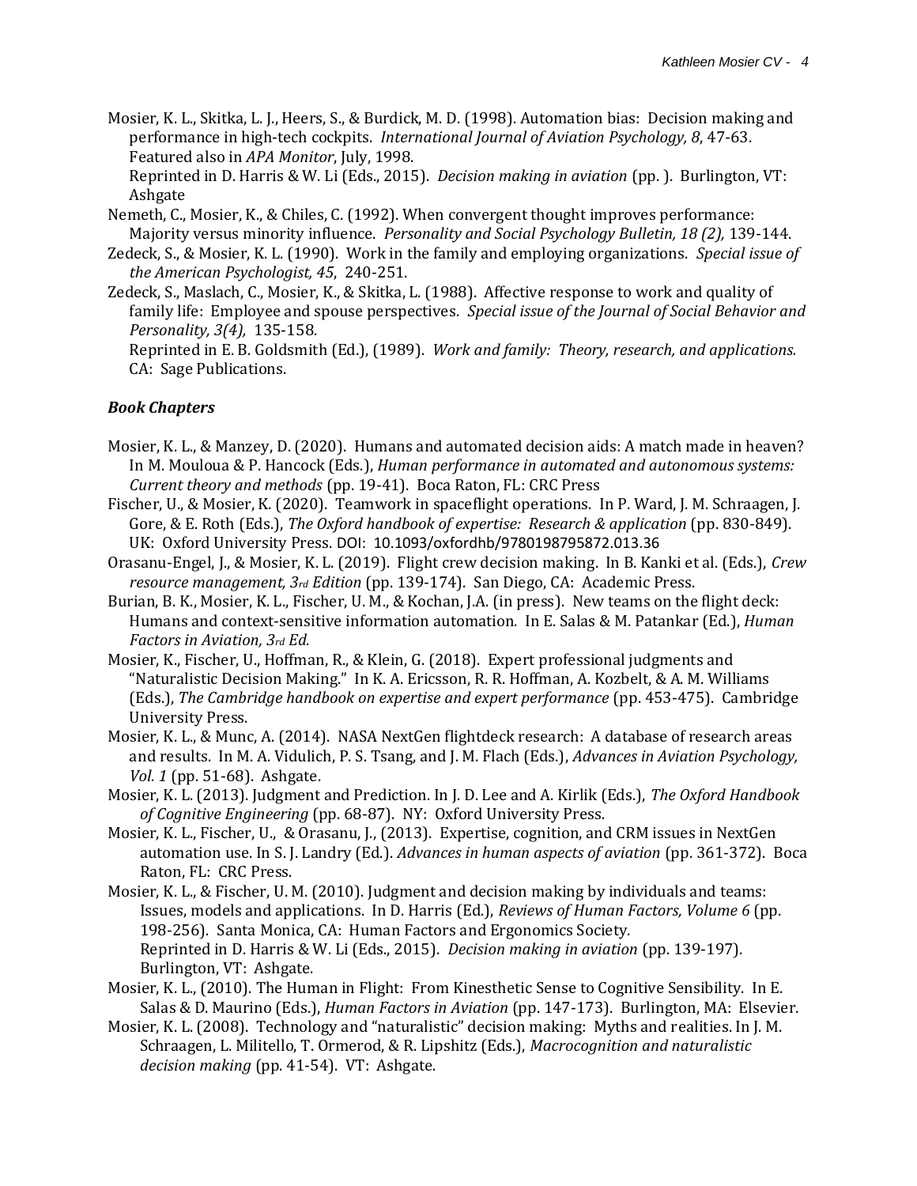Mosier, K. L., Skitka, L. J., Heers, S., & Burdick, M. D. (1998). Automation bias: Decision making and performance in high-tech cockpits. *International Journal of Aviation Psychology, 8*, 47-63. Featured also in *APA Monitor*, July, 1998.
Reprinted in D. Harris & W. Li (Eds., 2015). *Decision making in aviation* (pp. ). Burlington, VT: Ashgate

Nemeth, C., Mosier, K., & Chiles, C. (1992). When convergent thought improves performance: Majority versus minority influence. *Personality and Social Psychology Bulletin, 18 (2),* 139-144.

Zedeck, S., & Mosier, K. L. (1990). Work in the family and employing organizations. *Special issue of the American Psychologist, 45*, 240-251.

Zedeck, S., Maslach, C., Mosier, K., & Skitka, L. (1988). Affective response to work and quality of family life: Employee and spouse perspectives. *Special issue of the Journal of Social Behavior and Personality, 3(4),* 135-158.
Reprinted in E. B. Goldsmith (Ed.), (1989). *Work and family: Theory, research, and applications.* CA: Sage Publications.

### *Book Chapters*

Mosier, K. L., & Manzey, D. (2020). Humans and automated decision aids: A match made in heaven? In M. Mouloua & P. Hancock (Eds.), *Human performance in automated and autonomous systems: Current theory and methods* (pp. 19-41). Boca Raton, FL: CRC Press

Fischer, U., & Mosier, K. (2020). Teamwork in spaceflight operations. In P. Ward, J. M. Schraagen, J. Gore, & E. Roth (Eds.), *The Oxford handbook of expertise: Research & application* (pp. 830-849). UK: Oxford University Press. DOI: 10.1093/oxfordhb/9780198795872.013.36

Orasanu-Engel, J., & Mosier, K. L. (2019). Flight crew decision making. In B. Kanki et al. (Eds.), *Crew resource management, 3rd Edition* (pp. 139-174). San Diego, CA: Academic Press.

Burian, B. K., Mosier, K. L., Fischer, U. M., & Kochan, J.A. (in press). New teams on the flight deck: Humans and context-sensitive information automation. In E. Salas & M. Patankar (Ed.), *Human Factors in Aviation, 3rd Ed.*

Mosier, K., Fischer, U., Hoffman, R., & Klein, G. (2018). Expert professional judgments and "Naturalistic Decision Making." In K. A. Ericsson, R. R. Hoffman, A. Kozbelt, & A. M. Williams (Eds.), *The Cambridge handbook on expertise and expert performance* (pp. 453-475). Cambridge University Press.

Mosier, K. L., & Munc, A. (2014). NASA NextGen flightdeck research: A database of research areas and results. In M. A. Vidulich, P. S. Tsang, and J. M. Flach (Eds.), *Advances in Aviation Psychology, Vol. 1* (pp. 51-68). Ashgate.

Mosier, K. L. (2013). Judgment and Prediction. In J. D. Lee and A. Kirlik (Eds.), *The Oxford Handbook of Cognitive Engineering* (pp. 68-87). NY: Oxford University Press.

Mosier, K. L., Fischer, U., & Orasanu, J., (2013). Expertise, cognition, and CRM issues in NextGen automation use. In S. J. Landry (Ed.). *Advances in human aspects of aviation* (pp. 361-372). Boca Raton, FL: CRC Press.

Mosier, K. L., & Fischer, U. M. (2010). Judgment and decision making by individuals and teams: Issues, models and applications. In D. Harris (Ed.), *Reviews of Human Factors, Volume 6* (pp. 198-256). Santa Monica, CA: Human Factors and Ergonomics Society.
Reprinted in D. Harris & W. Li (Eds., 2015). *Decision making in aviation* (pp. 139-197). Burlington, VT: Ashgate.

Mosier, K. L., (2010). The Human in Flight: From Kinesthetic Sense to Cognitive Sensibility. In E. Salas & D. Maurino (Eds.), *Human Factors in Aviation* (pp. 147-173). Burlington, MA: Elsevier.

Mosier, K. L. (2008). Technology and "naturalistic" decision making: Myths and realities. In J. M. Schraagen, L. Militello, T. Ormerod, & R. Lipshitz (Eds.), *Macrocognition and naturalistic decision making* (pp. 41-54). VT: Ashgate.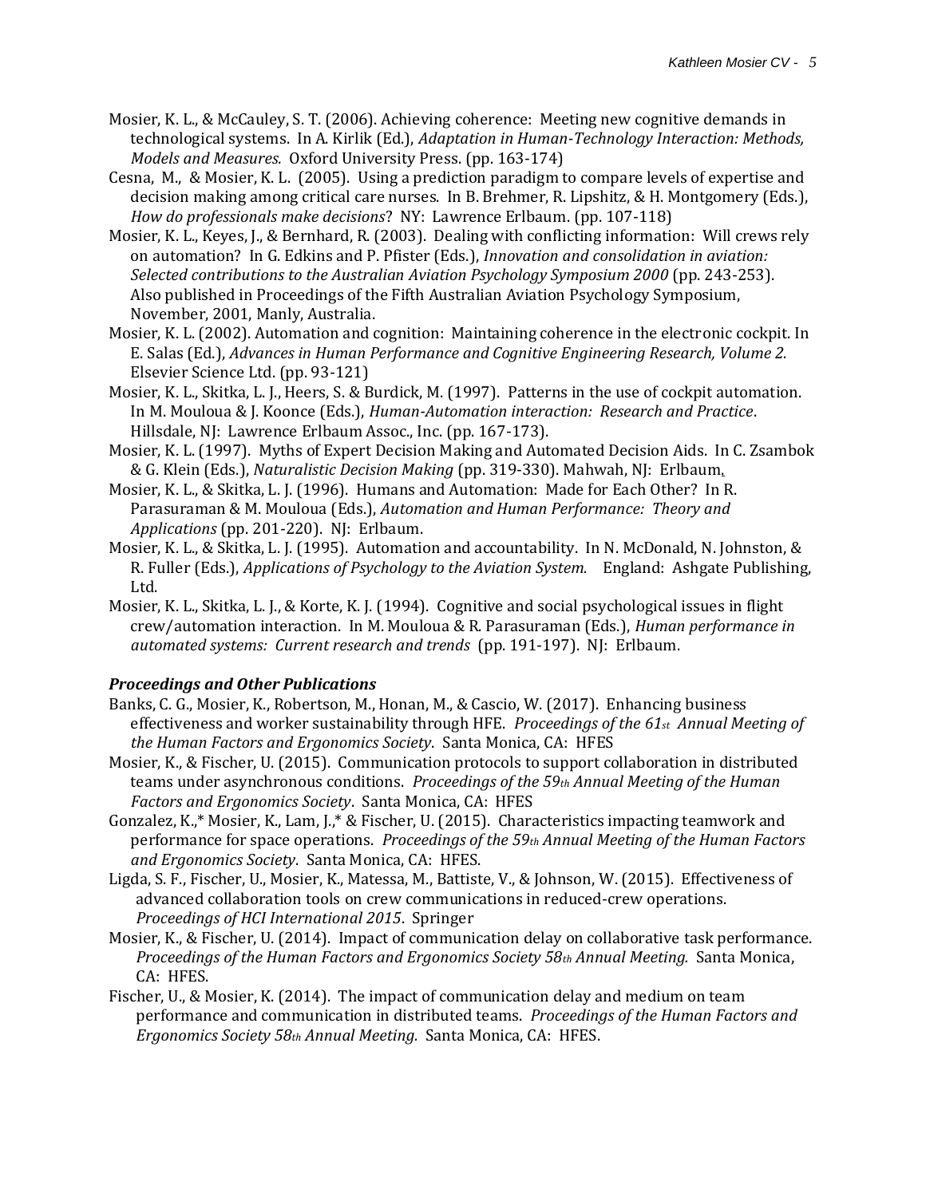Mosier, K. L., & McCauley, S. T. (2006). Achieving coherence: Meeting new cognitive demands in technological systems. In A. Kirlik (Ed.), *Adaptation in Human-Technology Interaction: Methods, Models and Measures.* Oxford University Press. (pp. 163-174)

Cesna, M., & Mosier, K. L. (2005). Using a prediction paradigm to compare levels of expertise and decision making among critical care nurses. In B. Brehmer, R. Lipshitz, & H. Montgomery (Eds.), *How do professionals make decisions*? NY: Lawrence Erlbaum. (pp. 107-118)

Mosier, K. L., Keyes, J., & Bernhard, R. (2003). Dealing with conflicting information: Will crews rely on automation? In G. Edkins and P. Pfister (Eds.), *Innovation and consolidation in aviation: Selected contributions to the Australian Aviation Psychology Symposium 2000* (pp. 243-253). Also published in Proceedings of the Fifth Australian Aviation Psychology Symposium, November, 2001, Manly, Australia.

Mosier, K. L. (2002). Automation and cognition: Maintaining coherence in the electronic cockpit. In E. Salas (Ed.), *Advances in Human Performance and Cognitive Engineering Research, Volume 2.* Elsevier Science Ltd. (pp. 93-121)

Mosier, K. L., Skitka, L. J., Heers, S. & Burdick, M. (1997). Patterns in the use of cockpit automation. In M. Mouloua & J. Koonce (Eds.), *Human-Automation interaction: Research and Practice*. Hillsdale, NJ: Lawrence Erlbaum Assoc., Inc. (pp. 167-173).

Mosier, K. L. (1997). Myths of Expert Decision Making and Automated Decision Aids. In C. Zsambok & G. Klein (Eds.), *Naturalistic Decision Making* (pp. 319-330). Mahwah, NJ: Erlbaum.

Mosier, K. L., & Skitka, L. J. (1996). Humans and Automation: Made for Each Other? In R. Parasuraman & M. Mouloua (Eds.), *Automation and Human Performance: Theory and Applications* (pp. 201-220). NJ: Erlbaum.

Mosier, K. L., & Skitka, L. J. (1995). Automation and accountability. In N. McDonald, N. Johnston, & R. Fuller (Eds.), *Applications of Psychology to the Aviation System.* England: Ashgate Publishing, Ltd.

Mosier, K. L., Skitka, L. J., & Korte, K. J. (1994). Cognitive and social psychological issues in flight crew/automation interaction. In M. Mouloua & R. Parasuraman (Eds.), *Human performance in automated systems: Current research and trends* (pp. 191-197). NJ: Erlbaum.

### *Proceedings and Other Publications*

Banks, C. G., Mosier, K., Robertson, M., Honan, M., & Cascio, W. (2017). Enhancing business effectiveness and worker sustainability through HFE. *Proceedings of the 61st Annual Meeting of the Human Factors and Ergonomics Society*. Santa Monica, CA: HFES

Mosier, K., & Fischer, U. (2015). Communication protocols to support collaboration in distributed teams under asynchronous conditions. *Proceedings of the 59th Annual Meeting of the Human Factors and Ergonomics Society*. Santa Monica, CA: HFES

Gonzalez, K.,* Mosier, K., Lam, J.,* & Fischer, U. (2015). Characteristics impacting teamwork and performance for space operations. *Proceedings of the 59th Annual Meeting of the Human Factors and Ergonomics Society*. Santa Monica, CA: HFES.

Ligda, S. F., Fischer, U., Mosier, K., Matessa, M., Battiste, V., & Johnson, W. (2015). Effectiveness of advanced collaboration tools on crew communications in reduced-crew operations. *Proceedings of HCI International 2015*. Springer

Mosier, K., & Fischer, U. (2014). Impact of communication delay on collaborative task performance. *Proceedings of the Human Factors and Ergonomics Society 58th Annual Meeting.* Santa Monica, CA: HFES.

Fischer, U., & Mosier, K. (2014). The impact of communication delay and medium on team performance and communication in distributed teams. *Proceedings of the Human Factors and Ergonomics Society 58th Annual Meeting.* Santa Monica, CA: HFES.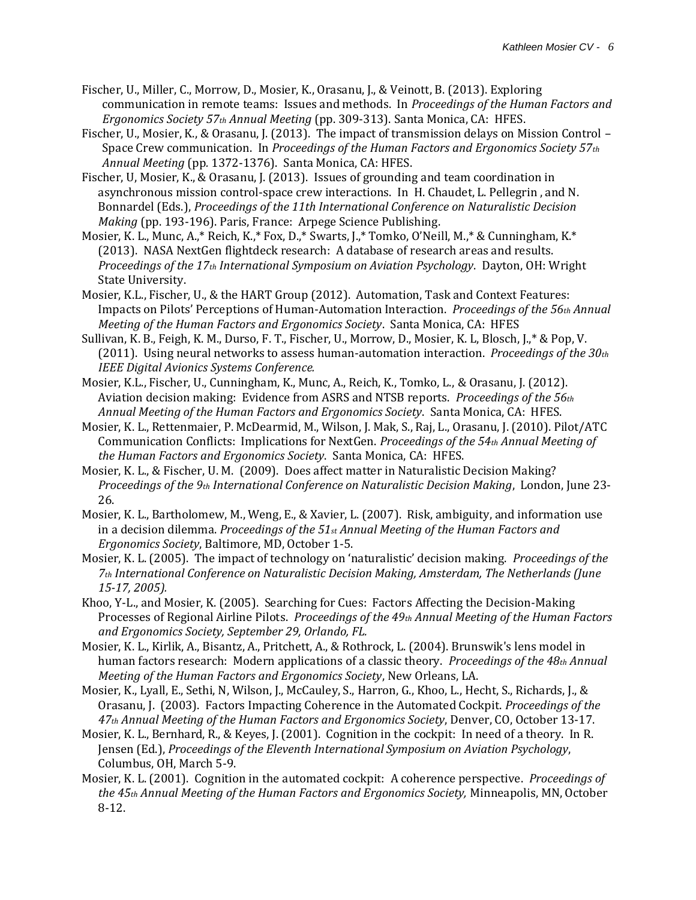Fischer, U., Miller, C., Morrow, D., Mosier, K., Orasanu, J., & Veinott, B. (2013). Exploring communication in remote teams: Issues and methods. In *Proceedings of the Human Factors and Ergonomics Society 57th Annual Meeting* (pp. 309-313). Santa Monica, CA: HFES.

Fischer, U., Mosier, K., & Orasanu, J. (2013). The impact of transmission delays on Mission Control – Space Crew communication. In *Proceedings of the Human Factors and Ergonomics Society 57th Annual Meeting* (pp. 1372-1376). Santa Monica, CA: HFES.

Fischer, U, Mosier, K., & Orasanu, J. (2013). Issues of grounding and team coordination in asynchronous mission control-space crew interactions. In H. Chaudet, L. Pellegrin , and N. Bonnardel (Eds.), *Proceedings of the 11th International Conference on Naturalistic Decision Making* (pp. 193-196). Paris, France: Arpege Science Publishing.

Mosier, K. L., Munc, A.,* Reich, K.,* Fox, D.,* Swarts, J.,* Tomko, O'Neill, M.,* & Cunningham, K.* (2013). NASA NextGen flightdeck research: A database of research areas and results. *Proceedings of the 17th International Symposium on Aviation Psychology*. Dayton, OH: Wright State University.

Mosier, K.L., Fischer, U., & the HART Group (2012). Automation, Task and Context Features: Impacts on Pilots' Perceptions of Human-Automation Interaction. *Proceedings of the 56th Annual Meeting of the Human Factors and Ergonomics Society*. Santa Monica, CA: HFES

Sullivan, K. B., Feigh, K. M., Durso, F. T., Fischer, U., Morrow, D., Mosier, K. L, Blosch, J.,* & Pop, V. (2011). Using neural networks to assess human-automation interaction. *Proceedings of the 30th IEEE Digital Avionics Systems Conference.*

Mosier, K.L., Fischer, U., Cunningham, K., Munc, A., Reich, K., Tomko, L., & Orasanu, J. (2012). Aviation decision making: Evidence from ASRS and NTSB reports. *Proceedings of the 56th Annual Meeting of the Human Factors and Ergonomics Society*. Santa Monica, CA: HFES.

Mosier, K. L., Rettenmaier, P. McDearmid, M., Wilson, J. Mak, S., Raj, L., Orasanu, J. (2010). Pilot/ATC Communication Conflicts: Implications for NextGen. *Proceedings of the 54th Annual Meeting of the Human Factors and Ergonomics Society*. Santa Monica, CA: HFES.

Mosier, K. L., & Fischer, U. M. (2009). Does affect matter in Naturalistic Decision Making? *Proceedings of the 9th International Conference on Naturalistic Decision Making*, London, June 23-26.

Mosier, K. L., Bartholomew, M., Weng, E., & Xavier, L. (2007). Risk, ambiguity, and information use in a decision dilemma. *Proceedings of the 51st Annual Meeting of the Human Factors and Ergonomics Society*, Baltimore, MD, October 1-5.

Mosier, K. L. (2005). The impact of technology on 'naturalistic' decision making. *Proceedings of the 7th International Conference on Naturalistic Decision Making, Amsterdam, The Netherlands (June 15-17, 2005).*

Khoo, Y-L., and Mosier, K. (2005). Searching for Cues: Factors Affecting the Decision-Making Processes of Regional Airline Pilots. *Proceedings of the 49th Annual Meeting of the Human Factors and Ergonomics Society, September 29, Orlando, FL.*

Mosier, K. L., Kirlik, A., Bisantz, A., Pritchett, A., & Rothrock, L. (2004). Brunswik's lens model in human factors research: Modern applications of a classic theory. *Proceedings of the 48th Annual Meeting of the Human Factors and Ergonomics Society*, New Orleans, LA.

Mosier, K., Lyall, E., Sethi, N, Wilson, J., McCauley, S., Harron, G., Khoo, L., Hecht, S., Richards, J., & Orasanu, J. (2003). Factors Impacting Coherence in the Automated Cockpit. *Proceedings of the 47th Annual Meeting of the Human Factors and Ergonomics Society*, Denver, CO, October 13-17.

Mosier, K. L., Bernhard, R., & Keyes, J. (2001). Cognition in the cockpit: In need of a theory. In R. Jensen (Ed.), *Proceedings of the Eleventh International Symposium on Aviation Psychology*, Columbus, OH, March 5-9.

Mosier, K. L. (2001). Cognition in the automated cockpit: A coherence perspective. *Proceedings of the 45th Annual Meeting of the Human Factors and Ergonomics Society,* Minneapolis, MN, October 8-12.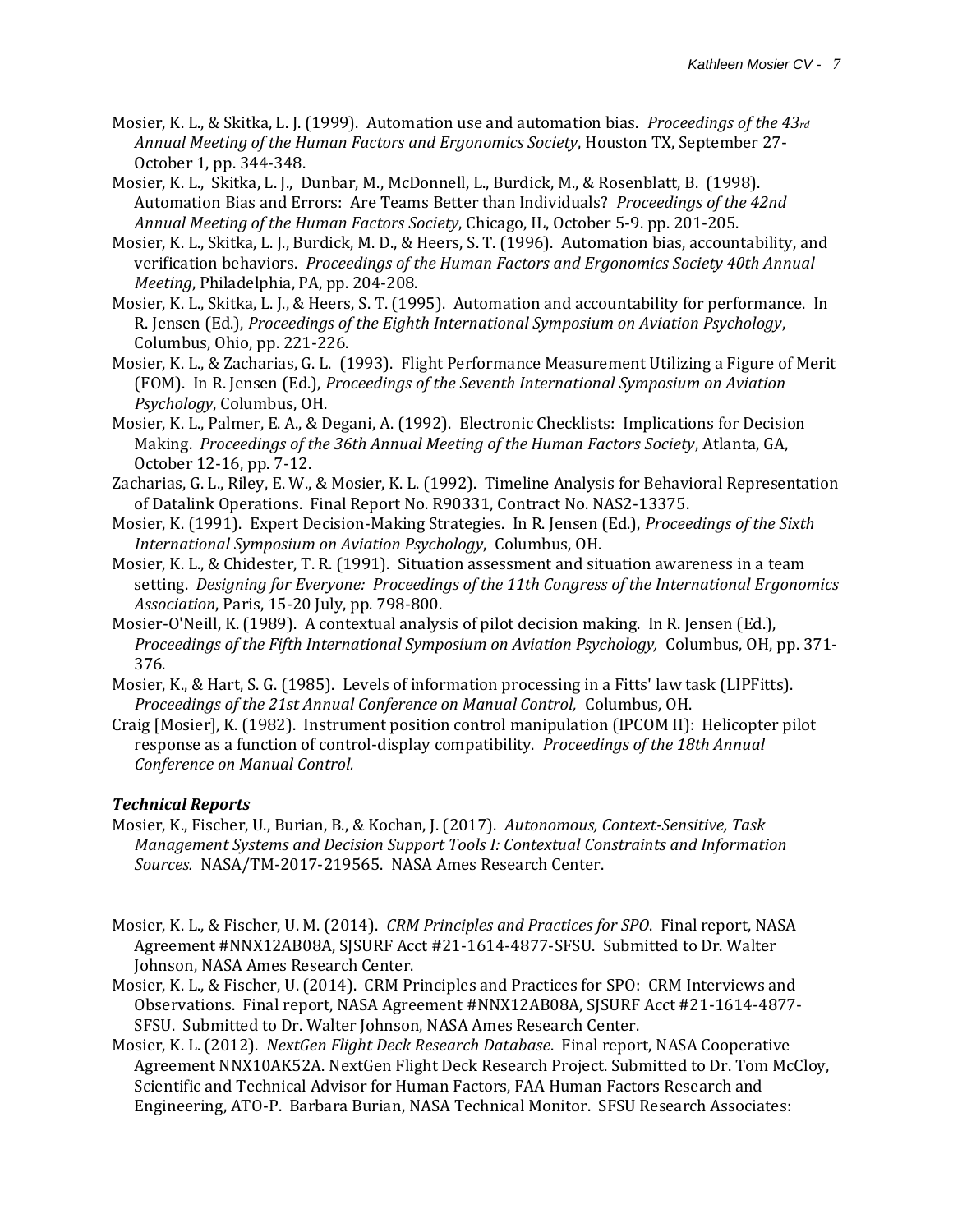Mosier, K. L., & Skitka, L. J. (1999). Automation use and automation bias. *Proceedings of the 43rd Annual Meeting of the Human Factors and Ergonomics Society*, Houston TX, September 27-October 1, pp. 344-348.

Mosier, K. L., Skitka, L. J., Dunbar, M., McDonnell, L., Burdick, M., & Rosenblatt, B. (1998). Automation Bias and Errors: Are Teams Better than Individuals? *Proceedings of the 42nd Annual Meeting of the Human Factors Society*, Chicago, IL, October 5-9. pp. 201-205.

Mosier, K. L., Skitka, L. J., Burdick, M. D., & Heers, S. T. (1996). Automation bias, accountability, and verification behaviors. *Proceedings of the Human Factors and Ergonomics Society 40th Annual Meeting*, Philadelphia, PA, pp. 204-208.

Mosier, K. L., Skitka, L. J., & Heers, S. T. (1995). Automation and accountability for performance. In R. Jensen (Ed.), *Proceedings of the Eighth International Symposium on Aviation Psychology*, Columbus, Ohio, pp. 221-226.

Mosier, K. L., & Zacharias, G. L. (1993). Flight Performance Measurement Utilizing a Figure of Merit (FOM). In R. Jensen (Ed.), *Proceedings of the Seventh International Symposium on Aviation Psychology*, Columbus, OH.

Mosier, K. L., Palmer, E. A., & Degani, A. (1992). Electronic Checklists: Implications for Decision Making. *Proceedings of the 36th Annual Meeting of the Human Factors Society*, Atlanta, GA, October 12-16, pp. 7-12.

Zacharias, G. L., Riley, E. W., & Mosier, K. L. (1992). Timeline Analysis for Behavioral Representation of Datalink Operations. Final Report No. R90331, Contract No. NAS2-13375.

Mosier, K. (1991). Expert Decision-Making Strategies. In R. Jensen (Ed.), *Proceedings of the Sixth International Symposium on Aviation Psychology*, Columbus, OH.

Mosier, K. L., & Chidester, T. R. (1991). Situation assessment and situation awareness in a team setting. *Designing for Everyone: Proceedings of the 11th Congress of the International Ergonomics Association*, Paris, 15-20 July, pp. 798-800.

Mosier-O'Neill, K. (1989). A contextual analysis of pilot decision making. In R. Jensen (Ed.), *Proceedings of the Fifth International Symposium on Aviation Psychology,* Columbus, OH, pp. 371-376.

Mosier, K., & Hart, S. G. (1985). Levels of information processing in a Fitts' law task (LIPFitts). *Proceedings of the 21st Annual Conference on Manual Control,* Columbus, OH.

Craig [Mosier], K. (1982). Instrument position control manipulation (IPCOM II): Helicopter pilot response as a function of control-display compatibility. *Proceedings of the 18th Annual Conference on Manual Control.*

### *Technical Reports*

Mosier, K., Fischer, U., Burian, B., & Kochan, J. (2017). *Autonomous, Context-Sensitive, Task Management Systems and Decision Support Tools I: Contextual Constraints and Information Sources.* NASA/TM-2017-219565. NASA Ames Research Center.

Mosier, K. L., & Fischer, U. M. (2014). *CRM Principles and Practices for SPO*. Final report, NASA Agreement #NNX12AB08A, SJSURF Acct #21-1614-4877-SFSU. Submitted to Dr. Walter Johnson, NASA Ames Research Center.

Mosier, K. L., & Fischer, U. (2014). CRM Principles and Practices for SPO: CRM Interviews and Observations. Final report, NASA Agreement #NNX12AB08A, SJSURF Acct #21-1614-4877-SFSU. Submitted to Dr. Walter Johnson, NASA Ames Research Center.

Mosier, K. L. (2012). *NextGen Flight Deck Research Database*. Final report, NASA Cooperative Agreement NNX10AK52A. NextGen Flight Deck Research Project. Submitted to Dr. Tom McCloy, Scientific and Technical Advisor for Human Factors, FAA Human Factors Research and Engineering, ATO-P. Barbara Burian, NASA Technical Monitor. SFSU Research Associates: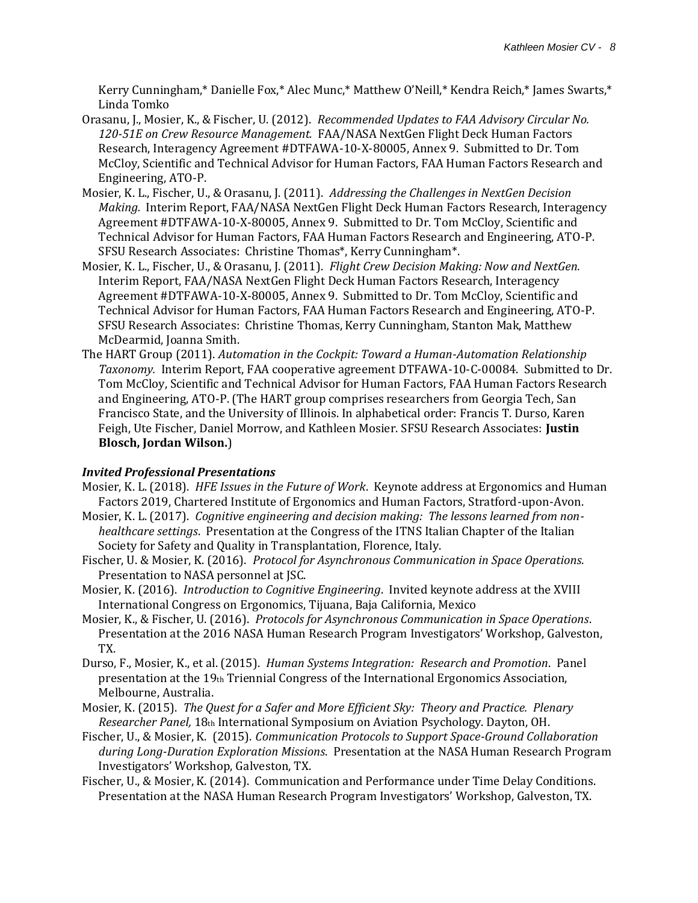Kerry Cunningham,* Danielle Fox,* Alec Munc,* Matthew O'Neill,* Kendra Reich,* James Swarts,* Linda Tomko

Orasanu, J., Mosier, K., & Fischer, U. (2012). *Recommended Updates to FAA Advisory Circular No. 120-51E on Crew Resource Management.* FAA/NASA NextGen Flight Deck Human Factors Research, Interagency Agreement #DTFAWA-10-X-80005, Annex 9. Submitted to Dr. Tom McCloy, Scientific and Technical Advisor for Human Factors, FAA Human Factors Research and Engineering, ATO-P.

Mosier, K. L., Fischer, U., & Orasanu, J. (2011). *Addressing the Challenges in NextGen Decision Making.* Interim Report, FAA/NASA NextGen Flight Deck Human Factors Research, Interagency Agreement #DTFAWA-10-X-80005, Annex 9. Submitted to Dr. Tom McCloy, Scientific and Technical Advisor for Human Factors, FAA Human Factors Research and Engineering, ATO-P. SFSU Research Associates: Christine Thomas*, Kerry Cunningham*.

Mosier, K. L., Fischer, U., & Orasanu, J. (2011). *Flight Crew Decision Making: Now and NextGen.* Interim Report, FAA/NASA NextGen Flight Deck Human Factors Research, Interagency Agreement #DTFAWA-10-X-80005, Annex 9. Submitted to Dr. Tom McCloy, Scientific and Technical Advisor for Human Factors, FAA Human Factors Research and Engineering, ATO-P. SFSU Research Associates: Christine Thomas, Kerry Cunningham, Stanton Mak, Matthew McDearmid, Joanna Smith.

The HART Group (2011). *Automation in the Cockpit: Toward a Human-Automation Relationship Taxonomy.* Interim Report, FAA cooperative agreement DTFAWA-10-C-00084. Submitted to Dr. Tom McCloy, Scientific and Technical Advisor for Human Factors, FAA Human Factors Research and Engineering, ATO-P. (The HART group comprises researchers from Georgia Tech, San Francisco State, and the University of Illinois. In alphabetical order: Francis T. Durso, Karen Feigh, Ute Fischer, Daniel Morrow, and Kathleen Mosier. SFSU Research Associates: **Justin Blosch, Jordan Wilson.**)

### *Invited Professional Presentations*

Mosier, K. L. (2018). *HFE Issues in the Future of Work*. Keynote address at Ergonomics and Human Factors 2019, Chartered Institute of Ergonomics and Human Factors, Stratford-upon-Avon.

Mosier, K. L. (2017). *Cognitive engineering and decision making: The lessons learned from non-healthcare settings*. Presentation at the Congress of the ITNS Italian Chapter of the Italian Society for Safety and Quality in Transplantation, Florence, Italy.

Fischer, U. & Mosier, K. (2016). *Protocol for Asynchronous Communication in Space Operations.* Presentation to NASA personnel at JSC.

Mosier, K. (2016). *Introduction to Cognitive Engineering*. Invited keynote address at the XVIII International Congress on Ergonomics, Tijuana, Baja California, Mexico

Mosier, K., & Fischer, U. (2016). *Protocols for Asynchronous Communication in Space Operations*. Presentation at the 2016 NASA Human Research Program Investigators' Workshop, Galveston, TX.

Durso, F., Mosier, K., et al. (2015). *Human Systems Integration: Research and Promotion*. Panel presentation at the 19th Triennial Congress of the International Ergonomics Association, Melbourne, Australia.

Mosier, K. (2015). *The Quest for a Safer and More Efficient Sky: Theory and Practice. Plenary Researcher Panel,* 18th International Symposium on Aviation Psychology. Dayton, OH.

Fischer, U., & Mosier, K. (2015). *Communication Protocols to Support Space-Ground Collaboration during Long-Duration Exploration Missions*. Presentation at the NASA Human Research Program Investigators' Workshop, Galveston, TX.

Fischer, U., & Mosier, K. (2014). Communication and Performance under Time Delay Conditions. Presentation at the NASA Human Research Program Investigators' Workshop, Galveston, TX.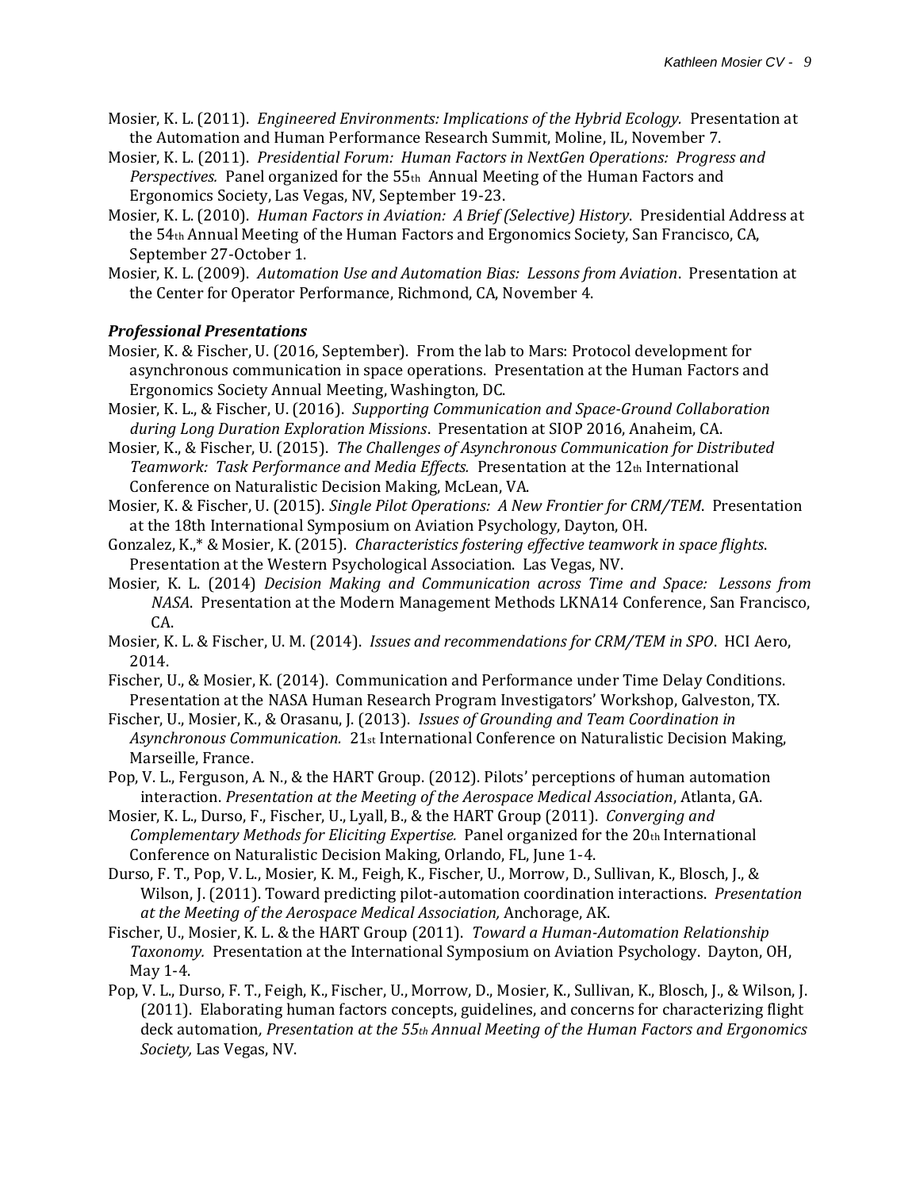Mosier, K. L. (2011). *Engineered Environments: Implications of the Hybrid Ecology.* Presentation at the Automation and Human Performance Research Summit, Moline, IL, November 7.

Mosier, K. L. (2011). *Presidential Forum: Human Factors in NextGen Operations: Progress and Perspectives.* Panel organized for the 55th Annual Meeting of the Human Factors and Ergonomics Society, Las Vegas, NV, September 19-23.

Mosier, K. L. (2010). *Human Factors in Aviation: A Brief (Selective) History*. Presidential Address at the 54th Annual Meeting of the Human Factors and Ergonomics Society, San Francisco, CA, September 27-October 1.

Mosier, K. L. (2009). *Automation Use and Automation Bias: Lessons from Aviation*. Presentation at the Center for Operator Performance, Richmond, CA, November 4.

***Professional Presentations***

Mosier, K. & Fischer, U. (2016, September). From the lab to Mars: Protocol development for asynchronous communication in space operations. Presentation at the Human Factors and Ergonomics Society Annual Meeting, Washington, DC.

Mosier, K. L., & Fischer, U. (2016). *Supporting Communication and Space-Ground Collaboration during Long Duration Exploration Missions*. Presentation at SIOP 2016, Anaheim, CA.

Mosier, K., & Fischer, U. (2015). *The Challenges of Asynchronous Communication for Distributed Teamwork: Task Performance and Media Effects.* Presentation at the 12th International Conference on Naturalistic Decision Making, McLean, VA.

Mosier, K. & Fischer, U. (2015). *Single Pilot Operations: A New Frontier for CRM/TEM*. Presentation at the 18th International Symposium on Aviation Psychology, Dayton, OH.

Gonzalez, K.,* & Mosier, K. (2015). *Characteristics fostering effective teamwork in space flights*. Presentation at the Western Psychological Association. Las Vegas, NV.

Mosier, K. L. (2014) *Decision Making and Communication across Time and Space: Lessons from NASA*. Presentation at the Modern Management Methods LKNA14 Conference, San Francisco, CA.

Mosier, K. L. & Fischer, U. M. (2014). *Issues and recommendations for CRM/TEM in SPO*. HCI Aero, 2014.

Fischer, U., & Mosier, K. (2014). Communication and Performance under Time Delay Conditions. Presentation at the NASA Human Research Program Investigators' Workshop, Galveston, TX.

Fischer, U., Mosier, K., & Orasanu, J. (2013). *Issues of Grounding and Team Coordination in Asynchronous Communication.* 21st International Conference on Naturalistic Decision Making, Marseille, France.

Pop, V. L., Ferguson, A. N., & the HART Group. (2012). Pilots' perceptions of human automation interaction. *Presentation at the Meeting of the Aerospace Medical Association*, Atlanta, GA.

Mosier, K. L., Durso, F., Fischer, U., Lyall, B., & the HART Group (2011). *Converging and Complementary Methods for Eliciting Expertise.* Panel organized for the 20th International Conference on Naturalistic Decision Making, Orlando, FL, June 1-4.

Durso, F. T., Pop, V. L., Mosier, K. M., Feigh, K., Fischer, U., Morrow, D., Sullivan, K., Blosch, J., & Wilson, J. (2011). Toward predicting pilot-automation coordination interactions. *Presentation at the Meeting of the Aerospace Medical Association,* Anchorage, AK.

Fischer, U., Mosier, K. L. & the HART Group (2011). *Toward a Human-Automation Relationship Taxonomy.* Presentation at the International Symposium on Aviation Psychology. Dayton, OH, May 1-4.

Pop, V. L., Durso, F. T., Feigh, K., Fischer, U., Morrow, D., Mosier, K., Sullivan, K., Blosch, J., & Wilson, J. (2011). Elaborating human factors concepts, guidelines, and concerns for characterizing flight deck automation, *Presentation at the 55th Annual Meeting of the Human Factors and Ergonomics Society,* Las Vegas, NV.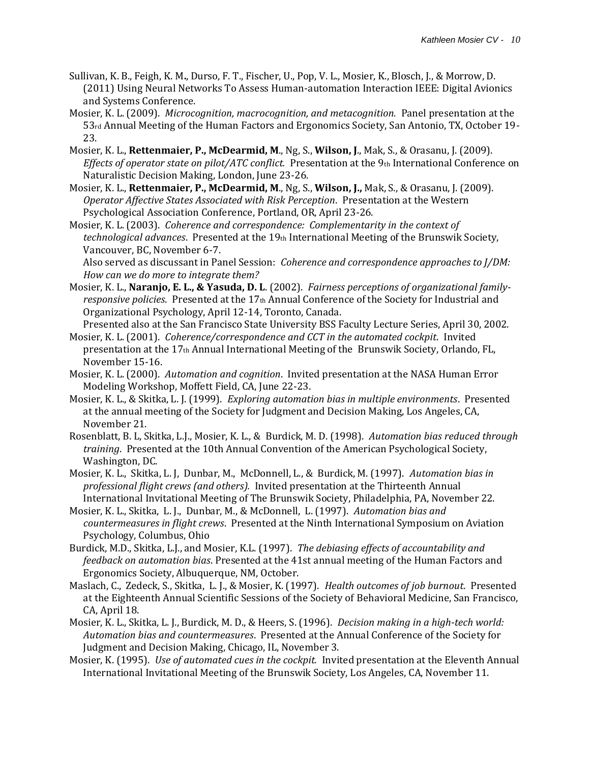Sullivan, K. B., Feigh, K. M**.**, Durso, F. T., Fischer, U., Pop, V. L., Mosier, K., Blosch, J., & Morrow, D. (2011) Using Neural Networks To Assess Human-automation Interaction IEEE: Digital Avionics and Systems Conference.

Mosier, K. L. (2009). *Microcognition, macrocognition, and metacognition.* Panel presentation at the 53rd Annual Meeting of the Human Factors and Ergonomics Society, San Antonio, TX, October 19-23.

Mosier, K. L., **Rettenmaier, P., McDearmid, M**., Ng, S., **Wilson, J**., Mak, S., & Orasanu, J. (2009). *Effects of operator state on pilot/ATC conflict.* Presentation at the 9th International Conference on Naturalistic Decision Making, London, June 23-26.

Mosier, K. L., **Rettenmaier, P., McDearmid, M**., Ng, S., **Wilson, J.,** Mak, S., & Orasanu, J. (2009). *Operator Affective States Associated with Risk Perception*. Presentation at the Western Psychological Association Conference, Portland, OR, April 23-26.

Mosier, K. L. (2003). *Coherence and correspondence: Complementarity in the context of technological advances*. Presented at the 19th International Meeting of the Brunswik Society, Vancouver, BC, November 6-7.
Also served as discussant in Panel Session: *Coherence and correspondence approaches to J/DM: How can we do more to integrate them?*

Mosier, K. L., **Naranjo, E. L., & Yasuda, D. L**. (2002). *Fairness perceptions of organizational family-responsive policies*. Presented at the 17th Annual Conference of the Society for Industrial and Organizational Psychology, April 12-14, Toronto, Canada.
Presented also at the San Francisco State University BSS Faculty Lecture Series, April 30, 2002.

Mosier, K. L. (2001). *Coherence/correspondence and CCT in the automated cockpit*. Invited presentation at the 17th Annual International Meeting of the Brunswik Society, Orlando, FL, November 15-16.

Mosier, K. L. (2000). *Automation and cognition*. Invited presentation at the NASA Human Error Modeling Workshop, Moffett Field, CA, June 22-23.

Mosier, K. L., & Skitka, L. J. (1999). *Exploring automation bias in multiple environments*. Presented at the annual meeting of the Society for Judgment and Decision Making, Los Angeles, CA, November 21.

Rosenblatt, B. L, Skitka, L.J., Mosier, K. L., & Burdick, M. D. (1998). *Automation bias reduced through training*. Presented at the 10th Annual Convention of the American Psychological Society, Washington, DC.

Mosier, K. L., Skitka, L. J, Dunbar, M., McDonnell, L., & Burdick, M. (1997). *Automation bias in professional flight crews (and others).* Invited presentation at the Thirteenth Annual International Invitational Meeting of The Brunswik Society, Philadelphia, PA, November 22.

Mosier, K. L., Skitka, L. J., Dunbar, M., & McDonnell, L. (1997). *Automation bias and countermeasures in flight crews*. Presented at the Ninth International Symposium on Aviation Psychology, Columbus, Ohio

Burdick, M.D., Skitka, L.J., and Mosier, K.L. (1997). *The debiasing effects of accountability and feedback on automation bias*. Presented at the 41st annual meeting of the Human Factors and Ergonomics Society, Albuquerque, NM, October.

Maslach, C., Zedeck, S., Skitka, L. J., & Mosier, K. (1997). *Health outcomes of job burnout*. Presented at the Eighteenth Annual Scientific Sessions of the Society of Behavioral Medicine, San Francisco, CA, April 18.

Mosier, K. L., Skitka, L. J., Burdick, M. D., & Heers, S. (1996). *Decision making in a high-tech world: Automation bias and countermeasures*. Presented at the Annual Conference of the Society for Judgment and Decision Making, Chicago, IL, November 3.

Mosier, K. (1995). *Use of automated cues in the cockpit.* Invited presentation at the Eleventh Annual International Invitational Meeting of the Brunswik Society, Los Angeles, CA, November 11.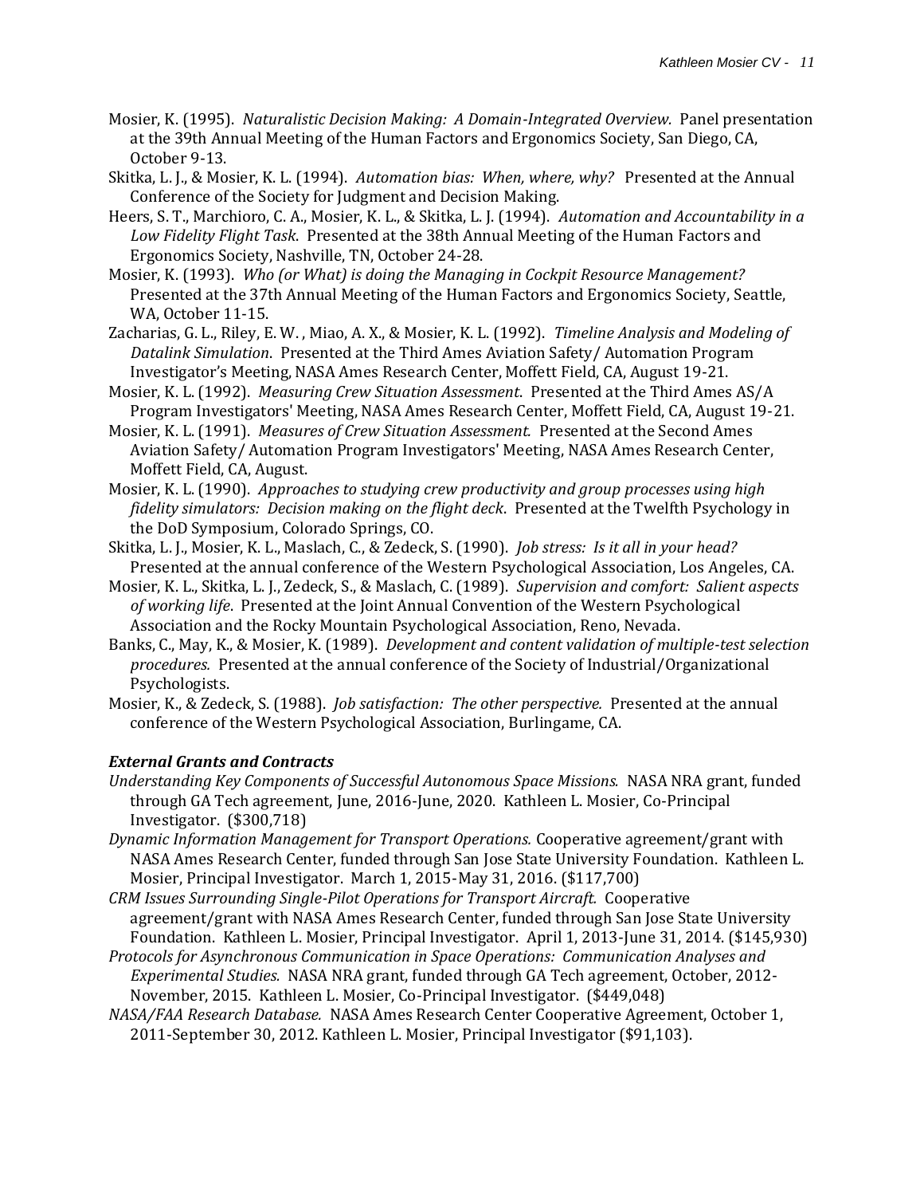Mosier, K. (1995). *Naturalistic Decision Making: A Domain-Integrated Overview*. Panel presentation at the 39th Annual Meeting of the Human Factors and Ergonomics Society, San Diego, CA, October 9-13.

Skitka, L. J., & Mosier, K. L. (1994). *Automation bias: When, where, why?* Presented at the Annual Conference of the Society for Judgment and Decision Making.

Heers, S. T., Marchioro, C. A., Mosier, K. L., & Skitka, L. J. (1994). *Automation and Accountability in a Low Fidelity Flight Task*. Presented at the 38th Annual Meeting of the Human Factors and Ergonomics Society, Nashville, TN, October 24-28.

Mosier, K. (1993). *Who (or What) is doing the Managing in Cockpit Resource Management?* Presented at the 37th Annual Meeting of the Human Factors and Ergonomics Society, Seattle, WA, October 11-15.

Zacharias, G. L., Riley, E. W. , Miao, A. X., & Mosier, K. L. (1992). *Timeline Analysis and Modeling of Datalink Simulation*. Presented at the Third Ames Aviation Safety/ Automation Program Investigator's Meeting, NASA Ames Research Center, Moffett Field, CA, August 19-21.

Mosier, K. L. (1992). *Measuring Crew Situation Assessment*. Presented at the Third Ames AS/A Program Investigators' Meeting, NASA Ames Research Center, Moffett Field, CA, August 19-21.

Mosier, K. L. (1991). *Measures of Crew Situation Assessment*. Presented at the Second Ames Aviation Safety/ Automation Program Investigators' Meeting, NASA Ames Research Center, Moffett Field, CA, August.

Mosier, K. L. (1990). *Approaches to studying crew productivity and group processes using high fidelity simulators: Decision making on the flight deck*. Presented at the Twelfth Psychology in the DoD Symposium, Colorado Springs, CO.

Skitka, L. J., Mosier, K. L., Maslach, C., & Zedeck, S. (1990). *Job stress: Is it all in your head?* Presented at the annual conference of the Western Psychological Association, Los Angeles, CA.

Mosier, K. L., Skitka, L. J., Zedeck, S., & Maslach, C. (1989). *Supervision and comfort: Salient aspects of working life*. Presented at the Joint Annual Convention of the Western Psychological Association and the Rocky Mountain Psychological Association, Reno, Nevada.

Banks, C., May, K., & Mosier, K. (1989). *Development and content validation of multiple-test selection procedures.* Presented at the annual conference of the Society of Industrial/Organizational Psychologists.

Mosier, K., & Zedeck, S. (1988). *Job satisfaction: The other perspective.* Presented at the annual conference of the Western Psychological Association, Burlingame, CA.

### *External Grants and Contracts*

*Understanding Key Components of Successful Autonomous Space Missions.* NASA NRA grant, funded through GA Tech agreement, June, 2016-June, 2020. Kathleen L. Mosier, Co-Principal Investigator. ($300,718)

*Dynamic Information Management for Transport Operations.* Cooperative agreement/grant with NASA Ames Research Center, funded through San Jose State University Foundation. Kathleen L. Mosier, Principal Investigator. March 1, 2015-May 31, 2016. ($117,700)

*CRM Issues Surrounding Single-Pilot Operations for Transport Aircraft.* Cooperative agreement/grant with NASA Ames Research Center, funded through San Jose State University Foundation. Kathleen L. Mosier, Principal Investigator. April 1, 2013-June 31, 2014. ($145,930)

*Protocols for Asynchronous Communication in Space Operations: Communication Analyses and Experimental Studies.* NASA NRA grant, funded through GA Tech agreement, October, 2012-November, 2015. Kathleen L. Mosier, Co-Principal Investigator. ($449,048)

*NASA/FAA Research Database.* NASA Ames Research Center Cooperative Agreement, October 1, 2011-September 30, 2012. Kathleen L. Mosier, Principal Investigator ($91,103).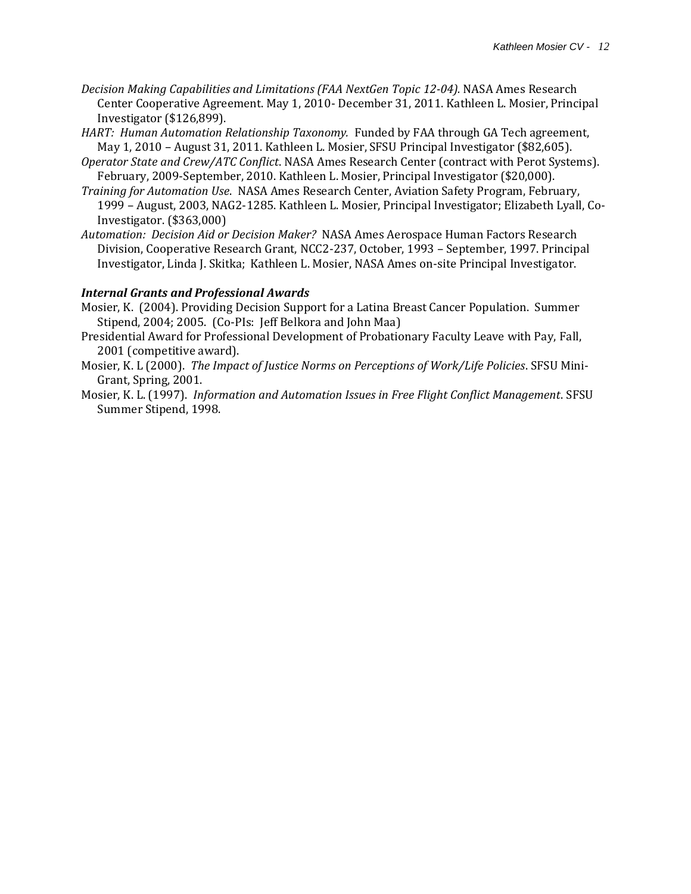*Decision Making Capabilities and Limitations (FAA NextGen Topic 12-04).* NASA Ames Research Center Cooperative Agreement. May 1, 2010- December 31, 2011. Kathleen L. Mosier, Principal Investigator ($126,899).

*HART: Human Automation Relationship Taxonomy.* Funded by FAA through GA Tech agreement, May 1, 2010 – August 31, 2011. Kathleen L. Mosier, SFSU Principal Investigator ($82,605).

*Operator State and Crew/ATC Conflict*. NASA Ames Research Center (contract with Perot Systems). February, 2009-September, 2010. Kathleen L. Mosier, Principal Investigator ($20,000).

*Training for Automation Use*. NASA Ames Research Center, Aviation Safety Program, February, 1999 – August, 2003, NAG2-1285. Kathleen L. Mosier, Principal Investigator; Elizabeth Lyall, Co-Investigator. ($363,000)

*Automation: Decision Aid or Decision Maker?* NASA Ames Aerospace Human Factors Research Division, Cooperative Research Grant, NCC2-237, October, 1993 – September, 1997. Principal Investigator, Linda J. Skitka; Kathleen L. Mosier, NASA Ames on-site Principal Investigator.

***Internal Grants and Professional Awards***

Mosier, K. (2004). Providing Decision Support for a Latina Breast Cancer Population. Summer Stipend, 2004; 2005. (Co-PIs: Jeff Belkora and John Maa)

Presidential Award for Professional Development of Probationary Faculty Leave with Pay, Fall, 2001 (competitive award).

Mosier, K. L (2000). *The Impact of Justice Norms on Perceptions of Work/Life Policies*. SFSU Mini-Grant, Spring, 2001.

Mosier, K. L. (1997). *Information and Automation Issues in Free Flight Conflict Management*. SFSU Summer Stipend, 1998.